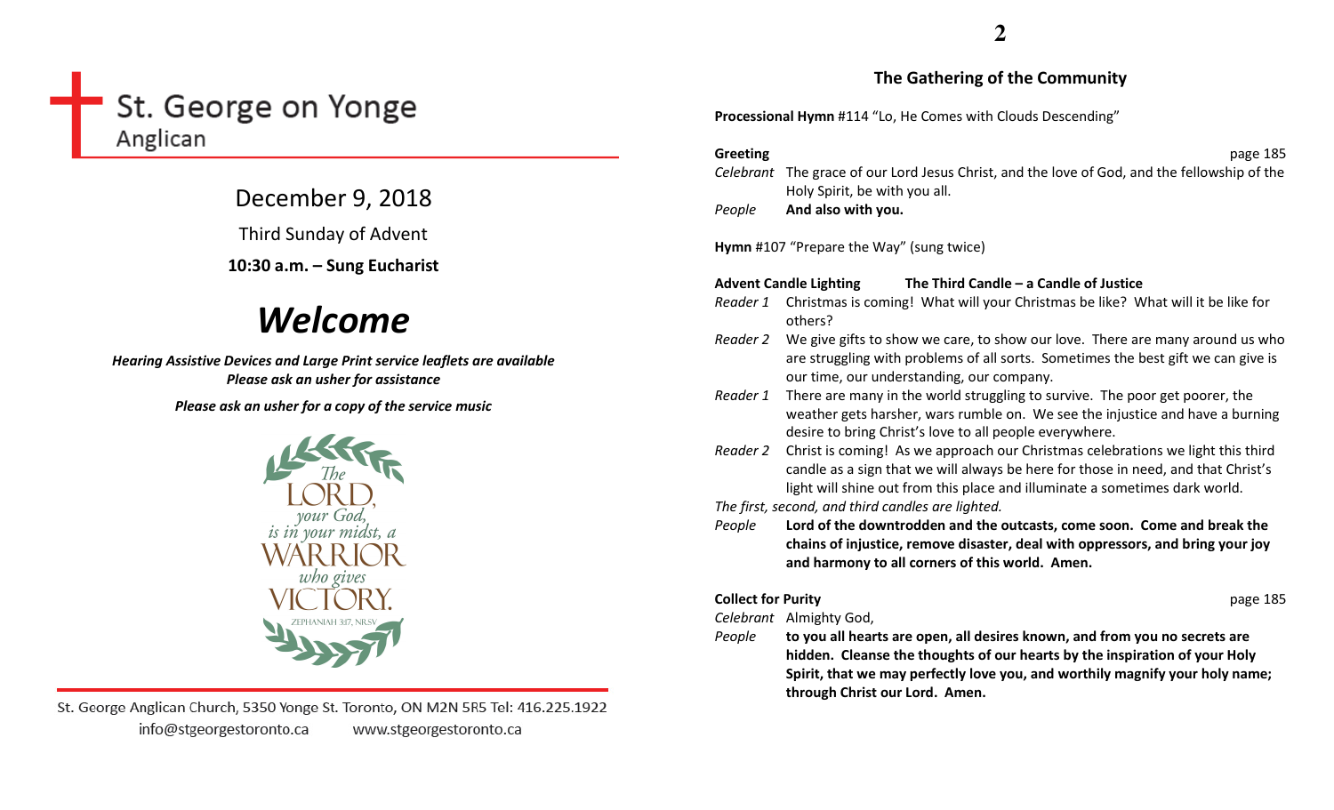# St. George on Yonge
Anglican

## December 9, 2018

Third Sunday of Advent

**10:30 a.m. – Sung Eucharist**

# *Welcome*

***Hearing Assistive Devices and Large Print service leaflets are available***
***Please ask an usher for assistance***

***Please ask an usher for a copy of the service music***

*The* LORD, *your God, is in your midst, a* WARRIOR *who gives* VICTORY.
ZEPHANIAH 3:17, NRSV

St. George Anglican Church, 5350 Yonge St. Toronto, ON M2N 5R5 Tel: 416.225.1922
info@stgeorgestoronto.ca www.stgeorgestoronto.ca

## The Gathering of the Community

**Processional Hymn** #114 "Lo, He Comes with Clouds Descending"

**Greeting** page 185

*Celebrant* The grace of our Lord Jesus Christ, and the love of God, and the fellowship of the Holy Spirit, be with you all.

*People* **And also with you.**

**Hymn** #107 "Prepare the Way" (sung twice)

**Advent Candle Lighting** **The Third Candle – a Candle of Justice**

*Reader 1* Christmas is coming! What will your Christmas be like? What will it be like for others?

*Reader 2* We give gifts to show we care, to show our love. There are many around us who are struggling with problems of all sorts. Sometimes the best gift we can give is our time, our understanding, our company.

*Reader 1* There are many in the world struggling to survive. The poor get poorer, the weather gets harsher, wars rumble on. We see the injustice and have a burning desire to bring Christ's love to all people everywhere.

*Reader 2* Christ is coming! As we approach our Christmas celebrations we light this third candle as a sign that we will always be here for those in need, and that Christ's light will shine out from this place and illuminate a sometimes dark world.

*The first, second, and third candles are lighted.*

*People* **Lord of the downtrodden and the outcasts, come soon. Come and break the chains of injustice, remove disaster, deal with oppressors, and bring your joy and harmony to all corners of this world. Amen.**

**Collect for Purity** page 185

*Celebrant* Almighty God,

*People* **to you all hearts are open, all desires known, and from you no secrets are hidden. Cleanse the thoughts of our hearts by the inspiration of your Holy Spirit, that we may perfectly love you, and worthily magnify your holy name; through Christ our Lord. Amen.**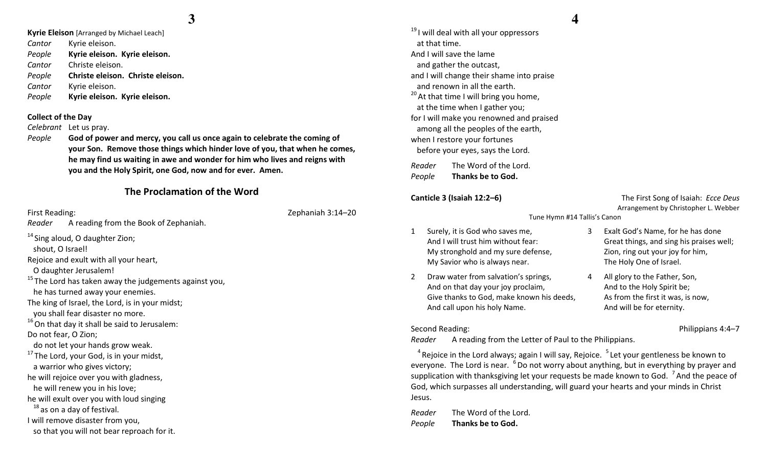**Kyrie Eleison** [Arranged by Michael Leach]

*Cantor* Kyrie eleison.
*People* **Kyrie eleison. Kyrie eleison.**
*Cantor* Christe eleison.
*People* **Christe eleison. Christe eleison.**
*Cantor* Kyrie eleison.
*People* **Kyrie eleison. Kyrie eleison.**

**Collect of the Day**

*Celebrant* Let us pray.
*People* **God of power and mercy, you call us once again to celebrate the coming of your Son. Remove those things which hinder love of you, that when he comes, he may find us waiting in awe and wonder for him who lives and reigns with you and the Holy Spirit, one God, now and for ever. Amen.**

## The Proclamation of the Word

First Reading: Zephaniah 3:14–20

*Reader* A reading from the Book of Zephaniah.

[14] Sing aloud, O daughter Zion;
  shout, O Israel!
Rejoice and exult with all your heart,
  O daughter Jerusalem!
[15] The Lord has taken away the judgements against you,
  he has turned away your enemies.
The king of Israel, the Lord, is in your midst;
  you shall fear disaster no more.
[16] On that day it shall be said to Jerusalem:
Do not fear, O Zion;
  do not let your hands grow weak.
[17] The Lord, your God, is in your midst,
  a warrior who gives victory;
he will rejoice over you with gladness,
  he will renew you in his love;
he will exult over you with loud singing
  [18] as on a day of festival.
I will remove disaster from you,
  so that you will not bear reproach for it.
[19] I will deal with all your oppressors
  at that time.
And I will save the lame
  and gather the outcast,
and I will change their shame into praise
  and renown in all the earth.
[20] At that time I will bring you home,
  at the time when I gather you;
for I will make you renowned and praised
  among all the peoples of the earth,
when I restore your fortunes
  before your eyes, says the Lord.

*Reader* The Word of the Lord.
*People* **Thanks be to God.**

**Canticle 3 (Isaiah 12:2–6)** The First Song of Isaiah: *Ecce Deus*
Arrangement by Christopher L. Webber
Tune Hymn #14 Tallis's Canon

1 Surely, it is God who saves me,
And I will trust him without fear:
My stronghold and my sure defense,
My Savior who is always near.

2 Draw water from salvation's springs,
And on that day your joy proclaim,
Give thanks to God, make known his deeds,
And call upon his holy Name.

3 Exalt God's Name, for he has done
Great things, and sing his praises well;
Zion, ring out your joy for him,
The Holy One of Israel.

4 All glory to the Father, Son,
And to the Holy Spirit be;
As from the first it was, is now,
And will be for eternity.

Second Reading: Philippians 4:4–7

*Reader* A reading from the Letter of Paul to the Philippians.

[4] Rejoice in the Lord always; again I will say, Rejoice. [5] Let your gentleness be known to everyone. The Lord is near. [6] Do not worry about anything, but in everything by prayer and supplication with thanksgiving let your requests be made known to God. [7] And the peace of God, which surpasses all understanding, will guard your hearts and your minds in Christ Jesus.

*Reader* The Word of the Lord.
*People* **Thanks be to God.**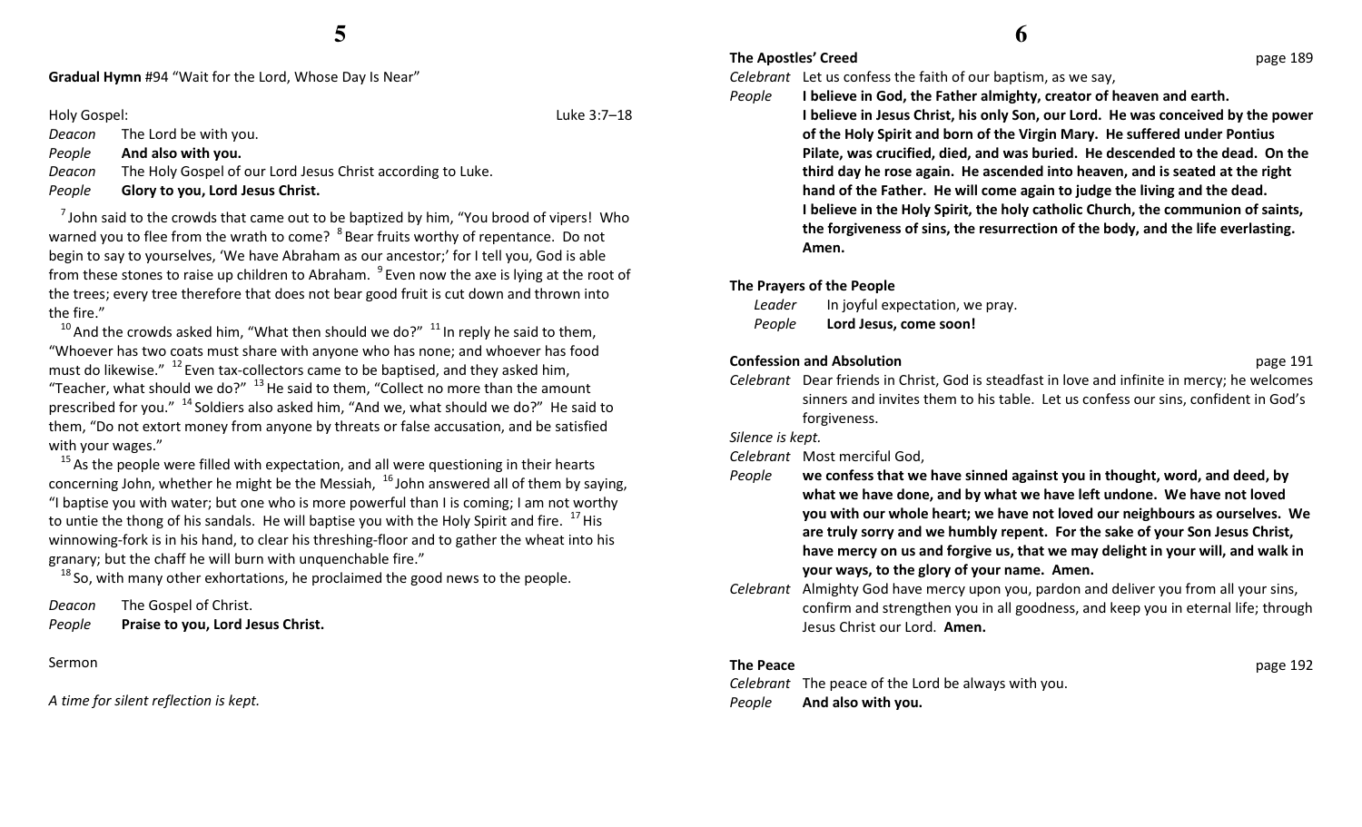**Gradual Hymn** #94 "Wait for the Lord, Whose Day Is Near"

Holy Gospel: Luke 3:7–18

*Deacon* The Lord be with you.
*People* **And also with you.**
*Deacon* The Holy Gospel of our Lord Jesus Christ according to Luke.
*People* **Glory to you, Lord Jesus Christ.**

[7] John said to the crowds that came out to be baptized by him, "You brood of vipers! Who warned you to flee from the wrath to come? [8] Bear fruits worthy of repentance. Do not begin to say to yourselves, 'We have Abraham as our ancestor;' for I tell you, God is able from these stones to raise up children to Abraham. [9] Even now the axe is lying at the root of the trees; every tree therefore that does not bear good fruit is cut down and thrown into the fire."

[10] And the crowds asked him, "What then should we do?" [11] In reply he said to them, "Whoever has two coats must share with anyone who has none; and whoever has food must do likewise." [12] Even tax-collectors came to be baptised, and they asked him, "Teacher, what should we do?" [13] He said to them, "Collect no more than the amount prescribed for you." [14] Soldiers also asked him, "And we, what should we do?" He said to them, "Do not extort money from anyone by threats or false accusation, and be satisfied with your wages."

[15] As the people were filled with expectation, and all were questioning in their hearts concerning John, whether he might be the Messiah, [16] John answered all of them by saying, "I baptise you with water; but one who is more powerful than I is coming; I am not worthy to untie the thong of his sandals. He will baptise you with the Holy Spirit and fire. [17] His winnowing-fork is in his hand, to clear his threshing-floor and to gather the wheat into his granary; but the chaff he will burn with unquenchable fire."

[18] So, with many other exhortations, he proclaimed the good news to the people.

*Deacon* The Gospel of Christ.
*People* **Praise to you, Lord Jesus Christ.**

Sermon

*A time for silent reflection is kept.*

**The Apostles' Creed** page 189

*Celebrant* Let us confess the faith of our baptism, as we say,
*People* **I believe in God, the Father almighty, creator of heaven and earth. I believe in Jesus Christ, his only Son, our Lord. He was conceived by the power of the Holy Spirit and born of the Virgin Mary. He suffered under Pontius Pilate, was crucified, died, and was buried. He descended to the dead. On the third day he rose again. He ascended into heaven, and is seated at the right hand of the Father. He will come again to judge the living and the dead. I believe in the Holy Spirit, the holy catholic Church, the communion of saints, the forgiveness of sins, the resurrection of the body, and the life everlasting. Amen.**

**The Prayers of the People**

*Leader* In joyful expectation, we pray.
*People* **Lord Jesus, come soon!**

**Confession and Absolution** page 191

*Celebrant* Dear friends in Christ, God is steadfast in love and infinite in mercy; he welcomes sinners and invites them to his table. Let us confess our sins, confident in God's forgiveness.

*Silence is kept.*

*Celebrant* Most merciful God,
*People* **we confess that we have sinned against you in thought, word, and deed, by what we have done, and by what we have left undone. We have not loved you with our whole heart; we have not loved our neighbours as ourselves. We are truly sorry and we humbly repent. For the sake of your Son Jesus Christ, have mercy on us and forgive us, that we may delight in your will, and walk in your ways, to the glory of your name. Amen.**
*Celebrant* Almighty God have mercy upon you, pardon and deliver you from all your sins, confirm and strengthen you in all goodness, and keep you in eternal life; through Jesus Christ our Lord. **Amen.**

**The Peace** page 192

*Celebrant* The peace of the Lord be always with you.
*People* **And also with you.**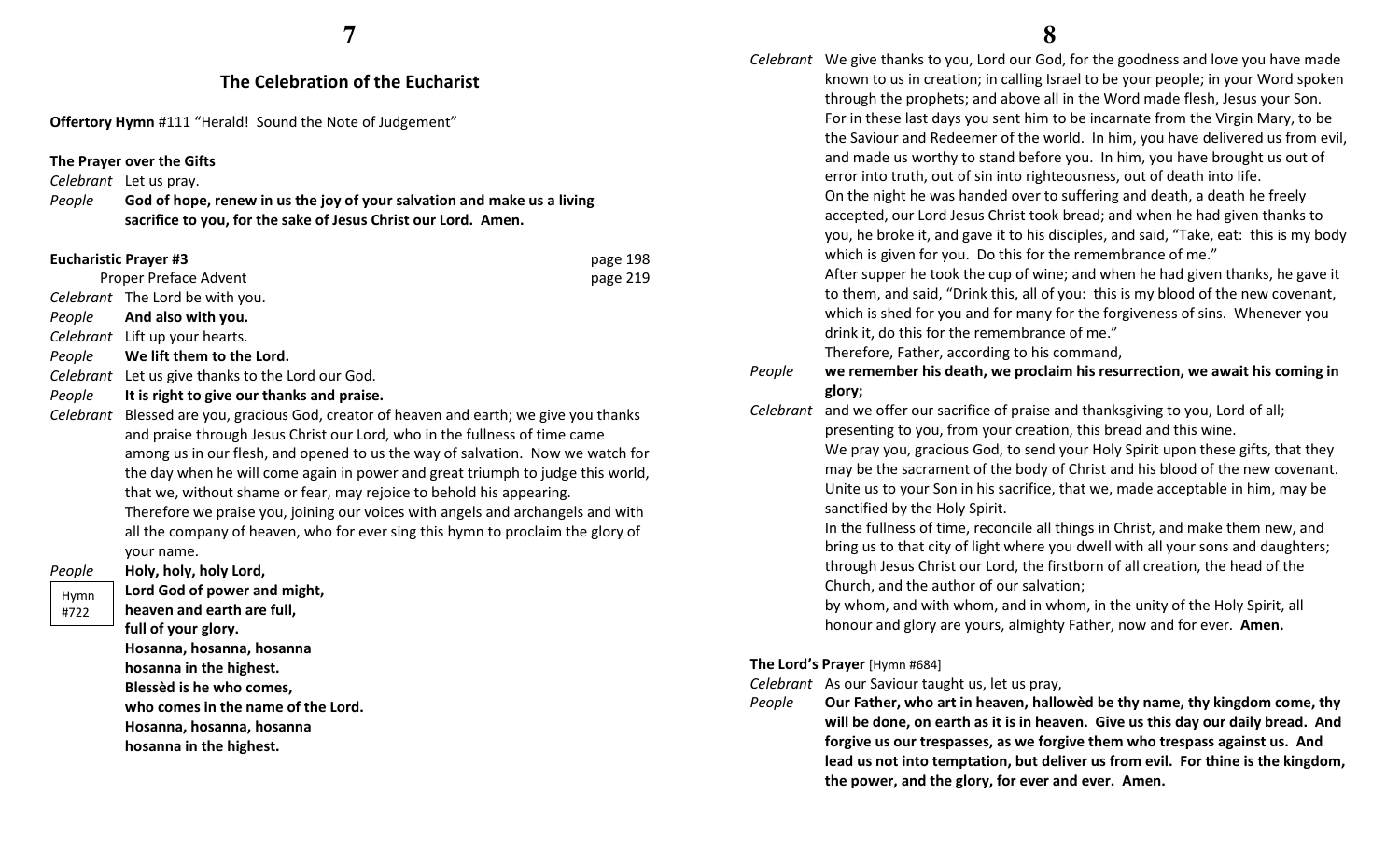## The Celebration of the Eucharist

**Offertory Hymn** #111 "Herald! Sound the Note of Judgement"

**The Prayer over the Gifts**

*Celebrant* Let us pray.

*People* **God of hope, renew in us the joy of your salvation and make us a living sacrifice to you, for the sake of Jesus Christ our Lord. Amen.**

**Eucharistic Prayer #3** page 198

Proper Preface Advent page 219

*Celebrant* The Lord be with you.

*People* **And also with you.**

*Celebrant* Lift up your hearts.

*People* **We lift them to the Lord.**

*Celebrant* Let us give thanks to the Lord our God.

*People* **It is right to give our thanks and praise.**

*Celebrant* Blessed are you, gracious God, creator of heaven and earth; we give you thanks and praise through Jesus Christ our Lord, who in the fullness of time came among us in our flesh, and opened to us the way of salvation. Now we watch for the day when he will come again in power and great triumph to judge this world, that we, without shame or fear, may rejoice to behold his appearing.
Therefore we praise you, joining our voices with angels and archangels and with all the company of heaven, who for ever sing this hymn to proclaim the glory of your name.

*People* **Holy, holy, holy Lord,**

Hymn #722

**Lord God of power and might,**
**heaven and earth are full,**
**full of your glory.**
**Hosanna, hosanna, hosanna**
**hosanna in the highest.**
**Blessèd is he who comes,**
**who comes in the name of the Lord.**
**Hosanna, hosanna, hosanna**
**hosanna in the highest.**

*Celebrant* We give thanks to you, Lord our God, for the goodness and love you have made known to us in creation; in calling Israel to be your people; in your Word spoken through the prophets; and above all in the Word made flesh, Jesus your Son.
For in these last days you sent him to be incarnate from the Virgin Mary, to be the Saviour and Redeemer of the world. In him, you have delivered us from evil, and made us worthy to stand before you. In him, you have brought us out of error into truth, out of sin into righteousness, out of death into life.
On the night he was handed over to suffering and death, a death he freely accepted, our Lord Jesus Christ took bread; and when he had given thanks to you, he broke it, and gave it to his disciples, and said, "Take, eat: this is my body which is given for you. Do this for the remembrance of me."
After supper he took the cup of wine; and when he had given thanks, he gave it to them, and said, "Drink this, all of you: this is my blood of the new covenant, which is shed for you and for many for the forgiveness of sins. Whenever you drink it, do this for the remembrance of me."
Therefore, Father, according to his command,

*People* **we remember his death, we proclaim his resurrection, we await his coming in glory;**

*Celebrant* and we offer our sacrifice of praise and thanksgiving to you, Lord of all; presenting to you, from your creation, this bread and this wine.
We pray you, gracious God, to send your Holy Spirit upon these gifts, that they may be the sacrament of the body of Christ and his blood of the new covenant. Unite us to your Son in his sacrifice, that we, made acceptable in him, may be sanctified by the Holy Spirit.
In the fullness of time, reconcile all things in Christ, and make them new, and bring us to that city of light where you dwell with all your sons and daughters; through Jesus Christ our Lord, the firstborn of all creation, the head of the Church, and the author of our salvation;
by whom, and with whom, and in whom, in the unity of the Holy Spirit, all honour and glory are yours, almighty Father, now and for ever. **Amen.**

**The Lord's Prayer** [Hymn #684]

*Celebrant* As our Saviour taught us, let us pray,

*People* **Our Father, who art in heaven, hallowèd be thy name, thy kingdom come, thy will be done, on earth as it is in heaven. Give us this day our daily bread. And forgive us our trespasses, as we forgive them who trespass against us. And lead us not into temptation, but deliver us from evil. For thine is the kingdom, the power, and the glory, for ever and ever. Amen.**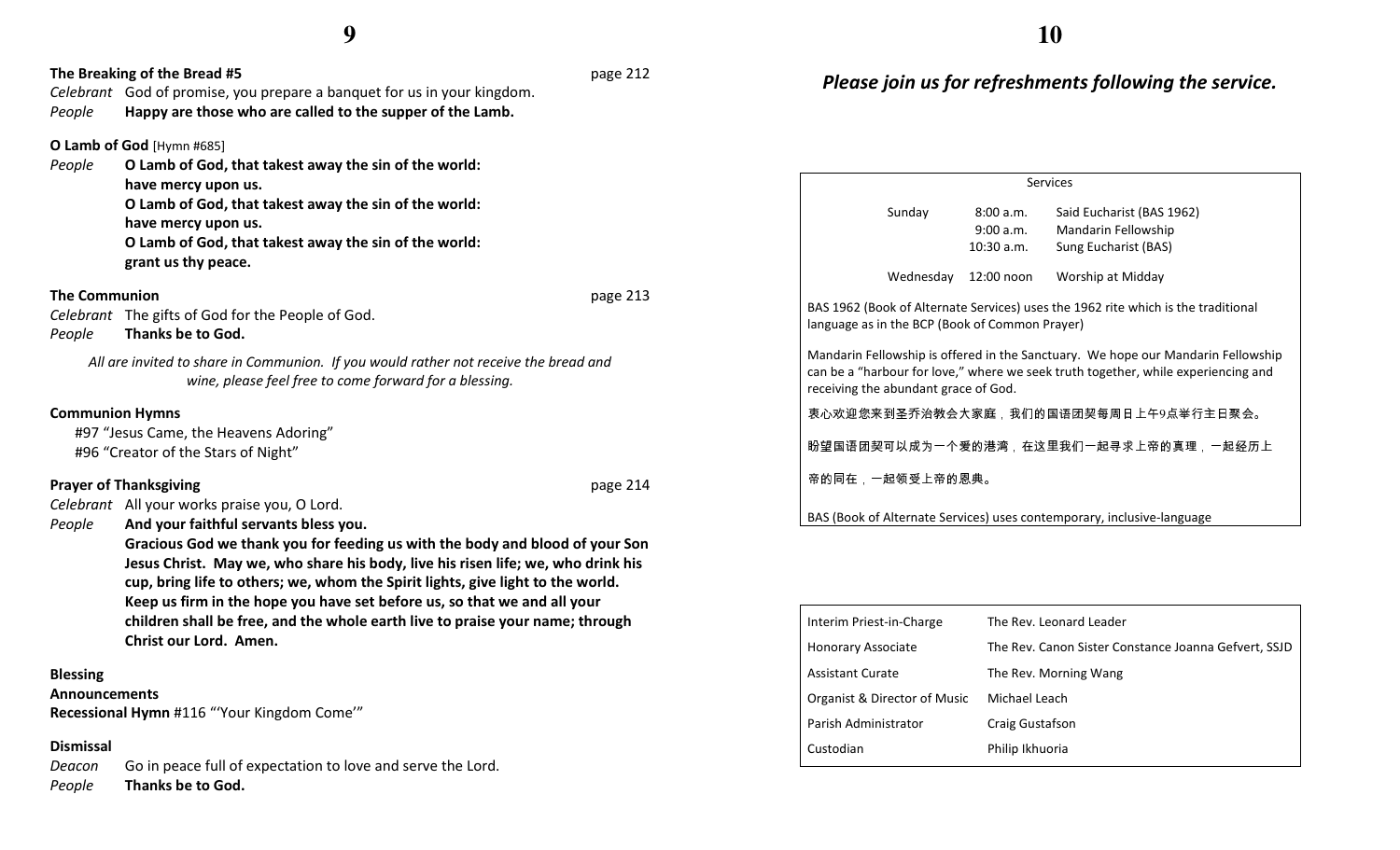**The Breaking of the Bread #5** page 212

*Celebrant* God of promise, you prepare a banquet for us in your kingdom.
*People* **Happy are those who are called to the supper of the Lamb.**

**O Lamb of God** [Hymn #685]

*People* **O Lamb of God, that takest away the sin of the world: have mercy upon us.**
**O Lamb of God, that takest away the sin of the world: have mercy upon us.**
**O Lamb of God, that takest away the sin of the world: grant us thy peace.**

**The Communion** page 213

*Celebrant* The gifts of God for the People of God.
*People* **Thanks be to God.**

*All are invited to share in Communion. If you would rather not receive the bread and wine, please feel free to come forward for a blessing.*

**Communion Hymns**

#97 "Jesus Came, the Heavens Adoring"
#96 "Creator of the Stars of Night"

**Prayer of Thanksgiving** page 214

*Celebrant* All your works praise you, O Lord.
*People* **And your faithful servants bless you.**
**Gracious God we thank you for feeding us with the body and blood of your Son Jesus Christ. May we, who share his body, live his risen life; we, who drink his cup, bring life to others; we, whom the Spirit lights, give light to the world. Keep us firm in the hope you have set before us, so that we and all your children shall be free, and the whole earth live to praise your name; through Christ our Lord. Amen.**

**Blessing**

**Announcements**

**Recessional Hymn** #116 "'Your Kingdom Come'"

**Dismissal**

*Deacon* Go in peace full of expectation to love and serve the Lord.
*People* **Thanks be to God.**

## *Please join us for refreshments following the service.*

Services

| | | |
|---|---|---|
| Sunday | 8:00 a.m. | Said Eucharist (BAS 1962) |
| | 9:00 a.m. | Mandarin Fellowship |
| | 10:30 a.m. | Sung Eucharist (BAS) |
| Wednesday | 12:00 noon | Worship at Midday |

BAS 1962 (Book of Alternate Services) uses the 1962 rite which is the traditional language as in the BCP (Book of Common Prayer)

Mandarin Fellowship is offered in the Sanctuary. We hope our Mandarin Fellowship can be a "harbour for love," where we seek truth together, while experiencing and receiving the abundant grace of God.

衷心欢迎您来到圣乔治教会大家庭，我们的国语团契每周日上午9点举行主日聚会。

盼望国语团契可以成为一个爱的港湾，在这里我们一起寻求上帝的真理，一起经历上帝的同在，一起领受上帝的恩典。

BAS (Book of Alternate Services) uses contemporary, inclusive-language

| | |
|---|---|
| Interim Priest-in-Charge | The Rev. Leonard Leader |
| Honorary Associate | The Rev. Canon Sister Constance Joanna Gefvert, SSJD |
| Assistant Curate | The Rev. Morning Wang |
| Organist & Director of Music | Michael Leach |
| Parish Administrator | Craig Gustafson |
| Custodian | Philip Ikhuoria |